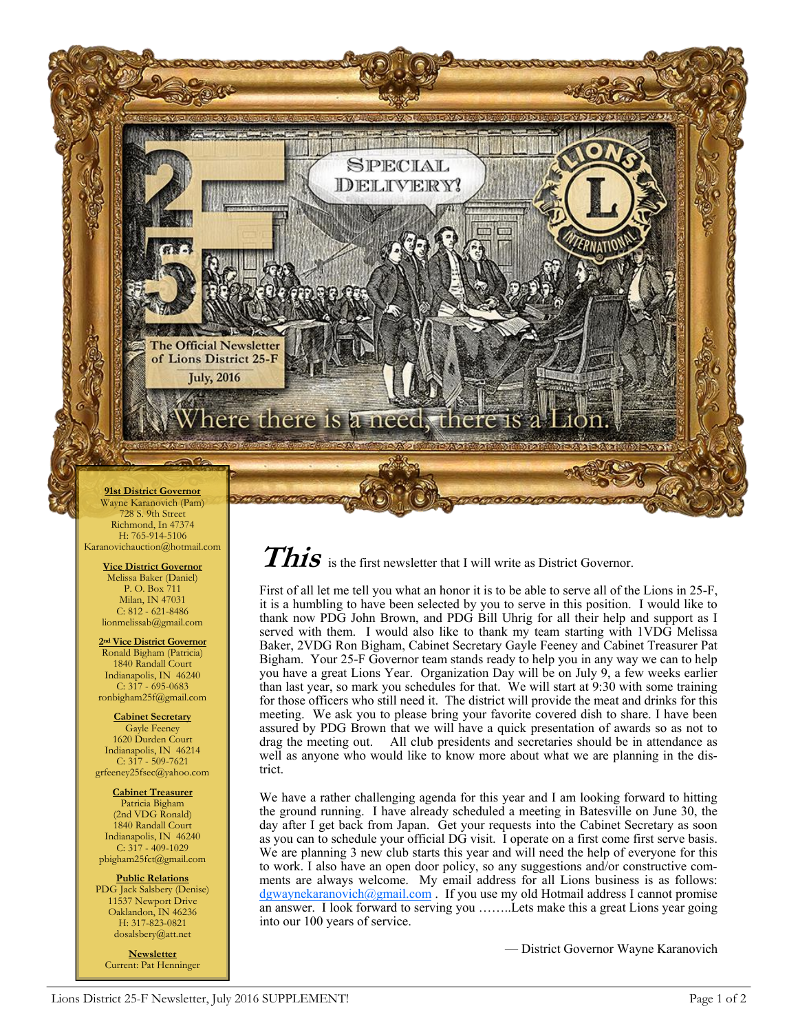# Special Delivery!

The Official Newsletter of Lions District 25-F

July, 2016

*Where there is a need, there is a Lion.*

**91st District Governor**
Wayne Karanovich (Pam)
728 S. 9th Street
Richmond, In 47374
H: 765-914-5106
Karanovichauction@hotmail.com

**Vice District Governor**
Melissa Baker (Daniel)
P. O. Box 711
Milan, IN 47031
C: 812 - 621-8486
lionmelissab@gmail.com

**2nd Vice District Governor**
Ronald Bigham (Patricia)
1840 Randall Court
Indianapolis, IN 46240
C: 317 - 695-0683
ronbigham25f@gmail.com

**Cabinet Secretary**
Gayle Feeney
1620 Durden Court
Indianapolis, IN 46214
C: 317 - 509-7621
grfeeney25fsec@yahoo.com

**Cabinet Treasurer**
Patricia Bigham
(2nd VDG Ronald)
1840 Randall Court
Indianapolis, IN 46240
C: 317 - 409-1029
pbigham25fct@gmail.com

**Public Relations**
PDG Jack Salsbery (Denise)
11537 Newport Drive
Oaklandon, IN 46236
H: 317-823-0821
dosalsbery@att.net

**Newsletter**
Current: Pat Henninger

**This** is the first newsletter that I will write as District Governor.

First of all let me tell you what an honor it is to be able to serve all of the Lions in 25-F, it is a humbling to have been selected by you to serve in this position. I would like to thank now PDG John Brown, and PDG Bill Uhrig for all their help and support as I served with them. I would also like to thank my team starting with 1VDG Melissa Baker, 2VDG Ron Bigham, Cabinet Secretary Gayle Feeney and Cabinet Treasurer Pat Bigham. Your 25-F Governor team stands ready to help you in any way we can to help you have a great Lions Year. Organization Day will be on July 9, a few weeks earlier than last year, so mark you schedules for that. We will start at 9:30 with some training for those officers who still need it. The district will provide the meat and drinks for this meeting. We ask you to please bring your favorite covered dish to share. I have been assured by PDG Brown that we will have a quick presentation of awards so as not to drag the meeting out. All club presidents and secretaries should be in attendance as well as anyone who would like to know more about what we are planning in the district.

We have a rather challenging agenda for this year and I am looking forward to hitting the ground running. I have already scheduled a meeting in Batesville on June 30, the day after I get back from Japan. Get your requests into the Cabinet Secretary as soon as you can to schedule your official DG visit. I operate on a first come first serve basis. We are planning 3 new club starts this year and will need the help of everyone for this to work. I also have an open door policy, so any suggestions and/or constructive comments are always welcome. My email address for all Lions business is as follows: dgwaynekaranovich@gmail.com . If you use my old Hotmail address I cannot promise an answer. I look forward to serving you ……..Lets make this a great Lions year going into our 100 years of service.

— District Governor Wayne Karanovich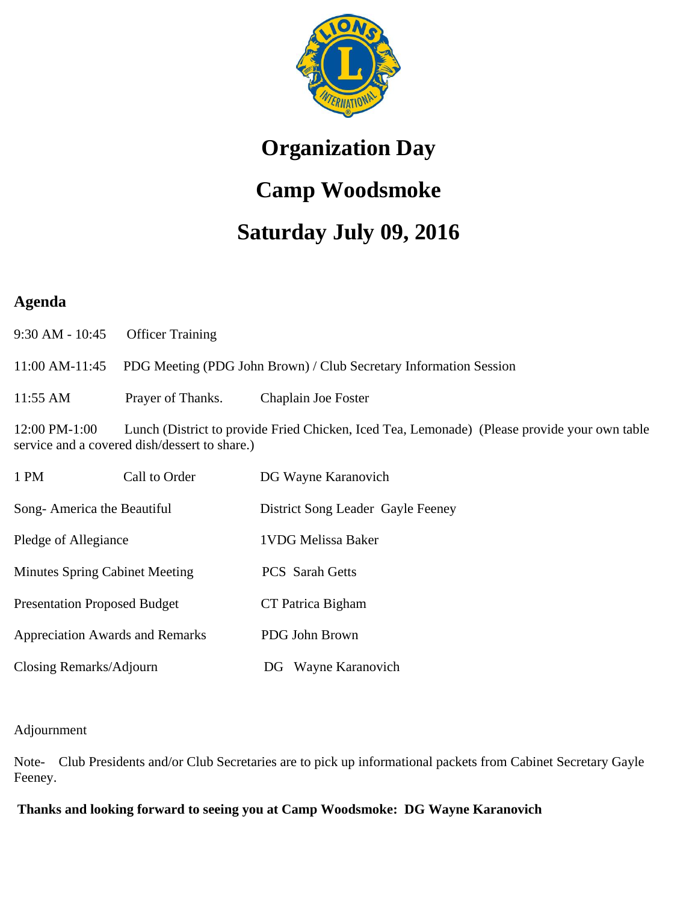# Organization Day

# Camp Woodsmoke

# Saturday July 09, 2016

## Agenda

9:30 AM - 10:45 Officer Training

11:00 AM-11:45 PDG Meeting (PDG John Brown) / Club Secretary Information Session

11:55 AM Prayer of Thanks. Chaplain Joe Foster

12:00 PM-1:00 Lunch (District to provide Fried Chicken, Iced Tea, Lemonade) (Please provide your own table service and a covered dish/dessert to share.)

1 PM Call to Order DG Wayne Karanovich

Song- America the Beautiful District Song Leader Gayle Feeney

Pledge of Allegiance 1VDG Melissa Baker

Minutes Spring Cabinet Meeting PCS Sarah Getts

Presentation Proposed Budget CT Patrica Bigham

Appreciation Awards and Remarks PDG John Brown

Closing Remarks/Adjourn DG Wayne Karanovich

Adjournment

Note- Club Presidents and/or Club Secretaries are to pick up informational packets from Cabinet Secretary Gayle Feeney.

**Thanks and looking forward to seeing you at Camp Woodsmoke: DG Wayne Karanovich**